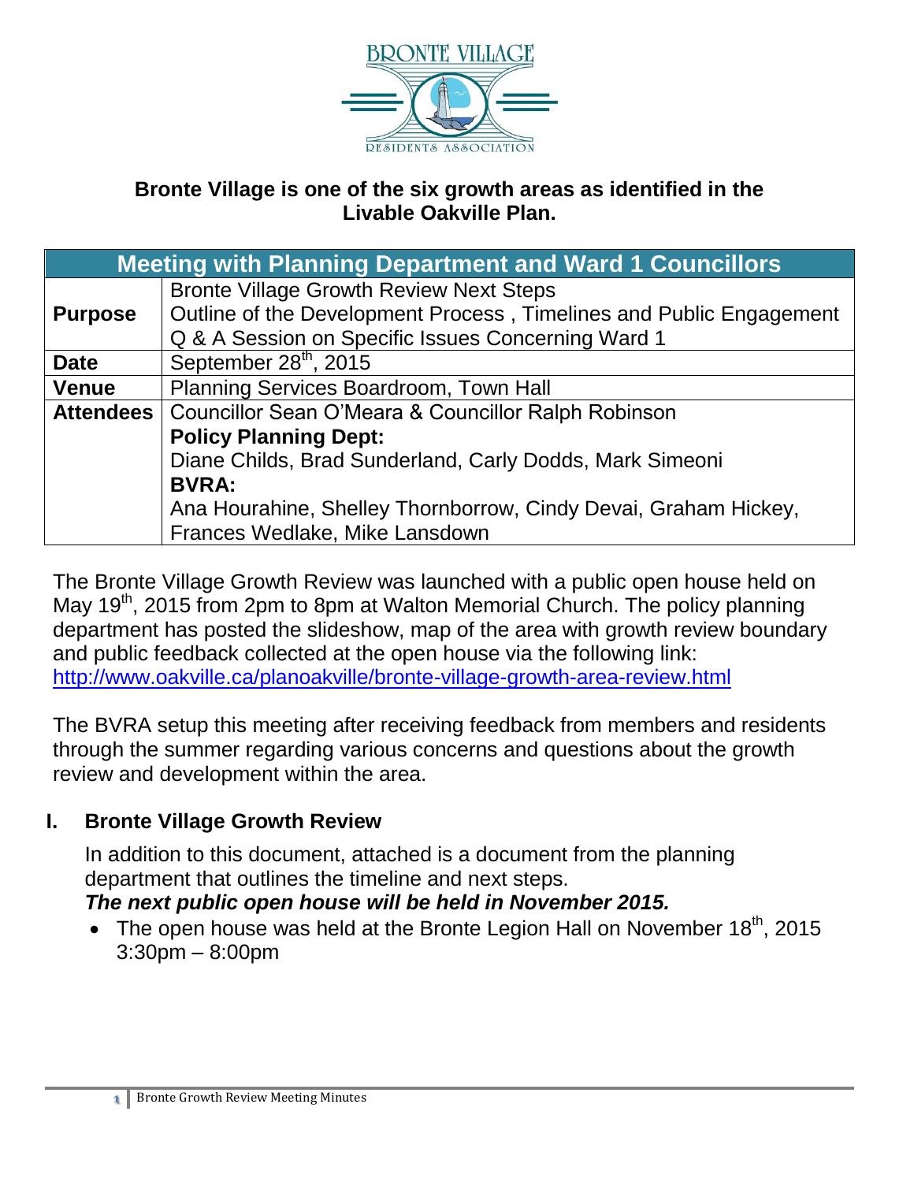**Bronte Village is one of the six growth areas as identified in the Livable Oakville Plan.**

| Meeting with Planning Department and Ward 1 Councillors | |
|---|---|
| **Purpose** | Bronte Village Growth Review Next Steps<br>Outline of the Development Process , Timelines and Public Engagement<br>Q & A Session on Specific Issues Concerning Ward 1 |
| **Date** | September 28th, 2015 |
| **Venue** | Planning Services Boardroom, Town Hall |
| **Attendees** | Councillor Sean O'Meara & Councillor Ralph Robinson<br>**Policy Planning Dept:**<br>Diane Childs, Brad Sunderland, Carly Dodds, Mark Simeoni<br>**BVRA:**<br>Ana Hourahine, Shelley Thornborrow, Cindy Devai, Graham Hickey, Frances Wedlake, Mike Lansdown |

The Bronte Village Growth Review was launched with a public open house held on May 19th, 2015 from 2pm to 8pm at Walton Memorial Church. The policy planning department has posted the slideshow, map of the area with growth review boundary and public feedback collected at the open house via the following link: http://www.oakville.ca/planoakville/bronte-village-growth-area-review.html

The BVRA setup this meeting after receiving feedback from members and residents through the summer regarding various concerns and questions about the growth review and development within the area.

## I. Bronte Village Growth Review

In addition to this document, attached is a document from the planning department that outlines the timeline and next steps.

***The next public open house will be held in November 2015.***

- The open house was held at the Bronte Legion Hall on November 18th, 2015 3:30pm – 8:00pm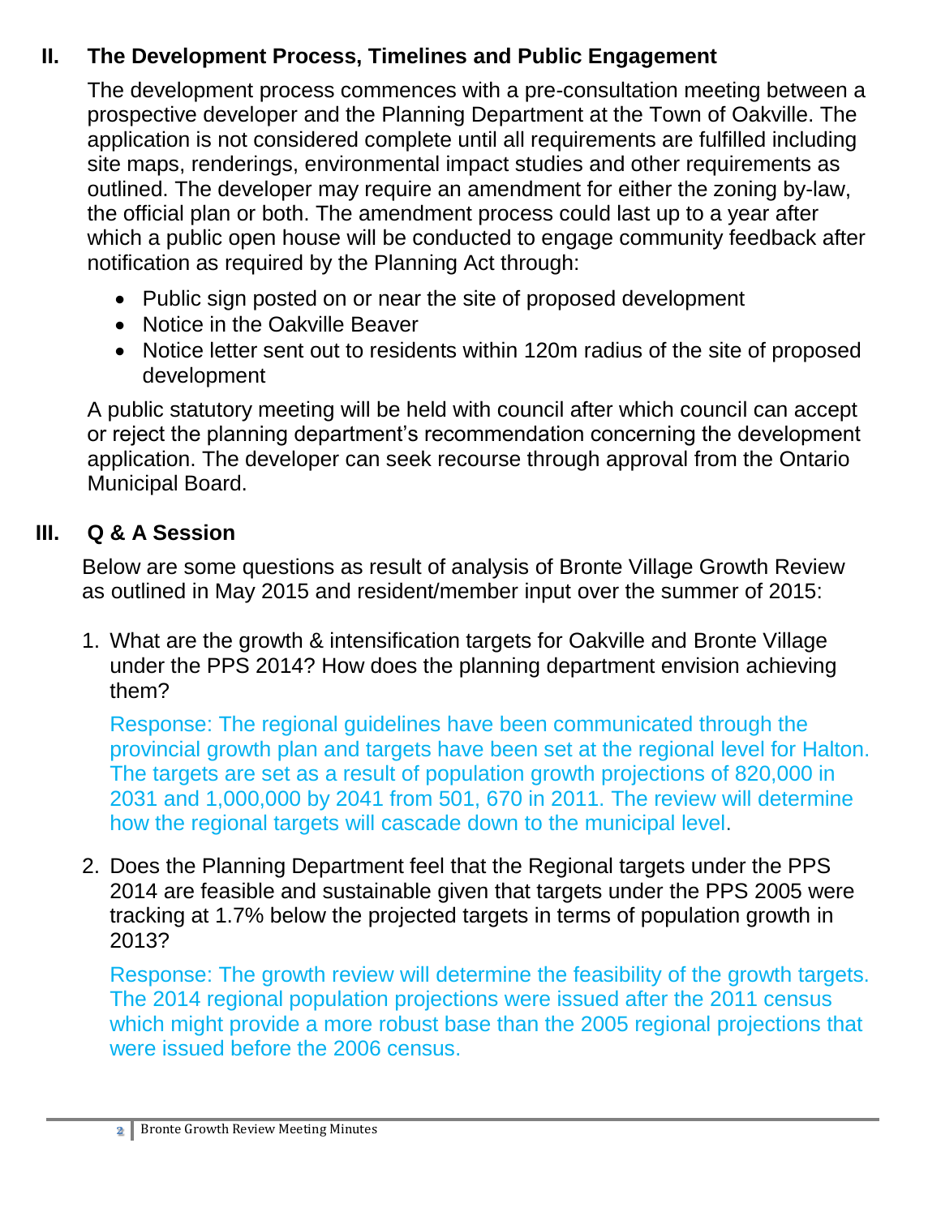## II. The Development Process, Timelines and Public Engagement

The development process commences with a pre-consultation meeting between a prospective developer and the Planning Department at the Town of Oakville. The application is not considered complete until all requirements are fulfilled including site maps, renderings, environmental impact studies and other requirements as outlined. The developer may require an amendment for either the zoning by-law, the official plan or both. The amendment process could last up to a year after which a public open house will be conducted to engage community feedback after notification as required by the Planning Act through:

- Public sign posted on or near the site of proposed development
- Notice in the Oakville Beaver
- Notice letter sent out to residents within 120m radius of the site of proposed development

A public statutory meeting will be held with council after which council can accept or reject the planning department's recommendation concerning the development application. The developer can seek recourse through approval from the Ontario Municipal Board.

## III. Q & A Session

Below are some questions as result of analysis of Bronte Village Growth Review as outlined in May 2015 and resident/member input over the summer of 2015:

1. What are the growth & intensification targets for Oakville and Bronte Village under the PPS 2014? How does the planning department envision achieving them?

   Response: The regional guidelines have been communicated through the provincial growth plan and targets have been set at the regional level for Halton. The targets are set as a result of population growth projections of 820,000 in 2031 and 1,000,000 by 2041 from 501, 670 in 2011. The review will determine how the regional targets will cascade down to the municipal level.

2. Does the Planning Department feel that the Regional targets under the PPS 2014 are feasible and sustainable given that targets under the PPS 2005 were tracking at 1.7% below the projected targets in terms of population growth in 2013?

   Response: The growth review will determine the feasibility of the growth targets. The 2014 regional population projections were issued after the 2011 census which might provide a more robust base than the 2005 regional projections that were issued before the 2006 census.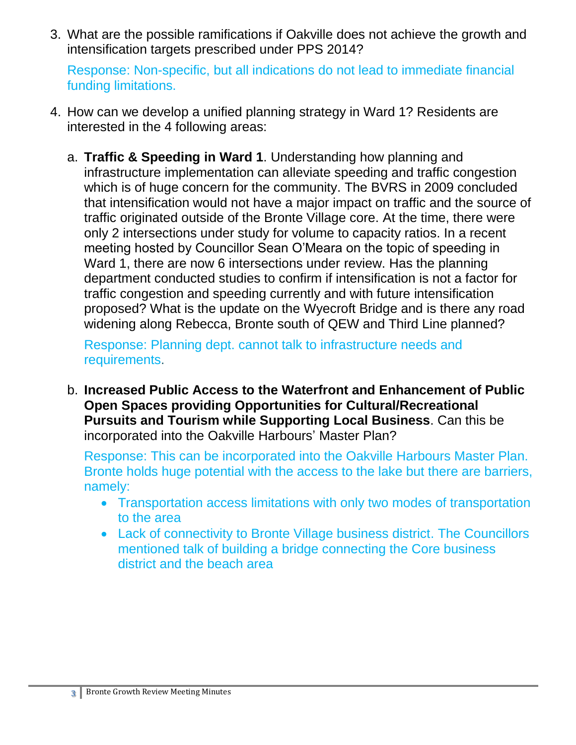3. What are the possible ramifications if Oakville does not achieve the growth and intensification targets prescribed under PPS 2014?

   Response: Non-specific, but all indications do not lead to immediate financial funding limitations.

4. How can we develop a unified planning strategy in Ward 1? Residents are interested in the 4 following areas:

   a. **Traffic & Speeding in Ward 1**. Understanding how planning and infrastructure implementation can alleviate speeding and traffic congestion which is of huge concern for the community. The BVRS in 2009 concluded that intensification would not have a major impact on traffic and the source of traffic originated outside of the Bronte Village core. At the time, there were only 2 intersections under study for volume to capacity ratios. In a recent meeting hosted by Councillor Sean O'Meara on the topic of speeding in Ward 1, there are now 6 intersections under review. Has the planning department conducted studies to confirm if intensification is not a factor for traffic congestion and speeding currently and with future intensification proposed? What is the update on the Wyecroft Bridge and is there any road widening along Rebecca, Bronte south of QEW and Third Line planned?

      Response: Planning dept. cannot talk to infrastructure needs and requirements.

   b. **Increased Public Access to the Waterfront and Enhancement of Public Open Spaces providing Opportunities for Cultural/Recreational Pursuits and Tourism while Supporting Local Business**. Can this be incorporated into the Oakville Harbours' Master Plan?

      Response: This can be incorporated into the Oakville Harbours Master Plan. Bronte holds huge potential with the access to the lake but there are barriers, namely:

      - Transportation access limitations with only two modes of transportation to the area
      - Lack of connectivity to Bronte Village business district. The Councillors mentioned talk of building a bridge connecting the Core business district and the beach area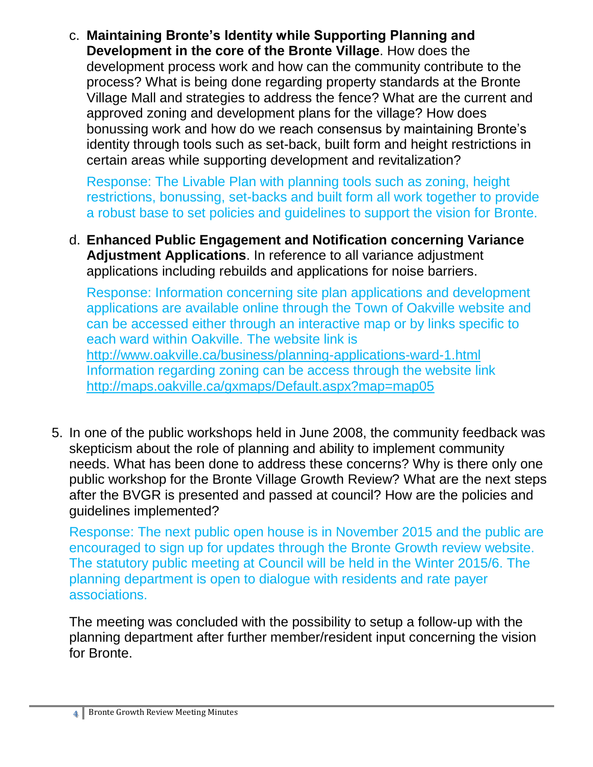c. **Maintaining Bronte's Identity while Supporting Planning and Development in the core of the Bronte Village**. How does the development process work and how can the community contribute to the process? What is being done regarding property standards at the Bronte Village Mall and strategies to address the fence? What are the current and approved zoning and development plans for the village? How does bonussing work and how do we reach consensus by maintaining Bronte's identity through tools such as set-back, built form and height restrictions in certain areas while supporting development and revitalization?

   Response: The Livable Plan with planning tools such as zoning, height restrictions, bonussing, set-backs and built form all work together to provide a robust base to set policies and guidelines to support the vision for Bronte.

d. **Enhanced Public Engagement and Notification concerning Variance Adjustment Applications**. In reference to all variance adjustment applications including rebuilds and applications for noise barriers.

   Response: Information concerning site plan applications and development applications are available online through the Town of Oakville website and can be accessed either through an interactive map or by links specific to each ward within Oakville. The website link is http://www.oakville.ca/business/planning-applications-ward-1.html Information regarding zoning can be access through the website link http://maps.oakville.ca/gxmaps/Default.aspx?map=map05

5. In one of the public workshops held in June 2008, the community feedback was skepticism about the role of planning and ability to implement community needs. What has been done to address these concerns? Why is there only one public workshop for the Bronte Village Growth Review? What are the next steps after the BVGR is presented and passed at council? How are the policies and guidelines implemented?

   Response: The next public open house is in November 2015 and the public are encouraged to sign up for updates through the Bronte Growth review website. The statutory public meeting at Council will be held in the Winter 2015/6. The planning department is open to dialogue with residents and rate payer associations.

   The meeting was concluded with the possibility to setup a follow-up with the planning department after further member/resident input concerning the vision for Bronte.